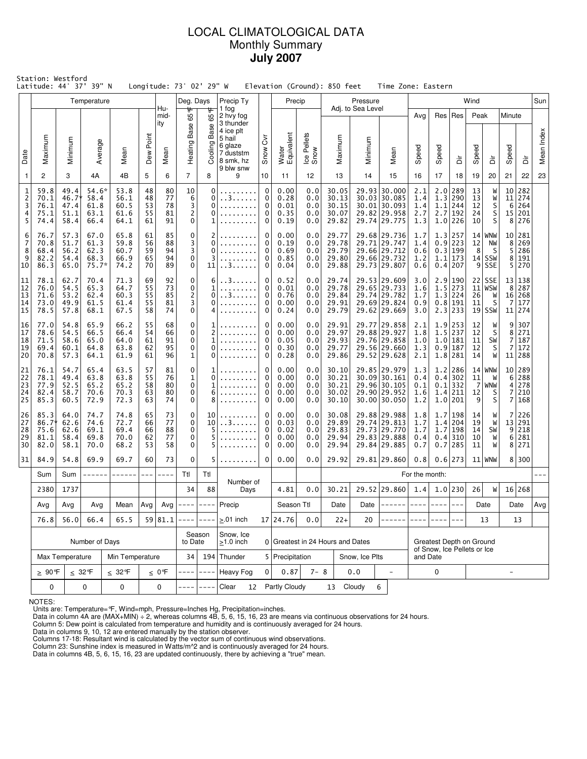# LOCAL CLIMATOLOGICAL DATA
## Monthly Summary
## **July 2007**

Station: Westford
Latitude: 44° 37' 39" N    Longitude: 73° 02' 29" W    Elevation (Ground): 850 feet    Time Zone: Eastern

| Date | Temperature Maximum | Temperature Minimum | Temperature Average | Temperature Mean | Dew Point | Humidity Mean | Deg. Days Heating Base 65°F | Deg. Days Cooling Base 65°F | Precip Ty (1 fog, 2 hvy fog, 3 thunder, 4 ice plt, 5 hail, 6 glaze, 7 duststm, 8 smk, hz, 9 blw snw) | Snow Cvr | Precip Water Equivalent | Precip Ice Pellets Snow | Pressure Adj. to Sea Level Maximum | Pressure Minimum | Pressure Mean | Wind Avg Speed | Wind Res Speed | Wind Res Dir | Wind Peak Speed | Wind Peak Dir | Wind Minute Speed | Wind Minute Dir | Sun Mean Index |
|---|---|---|---|---|---|---|---|---|---|---|---|---|---|---|---|---|---|---|---|---|---|---|---|
| 1 | 2 | 3 | 4A | 4B | 5 | 6 | 7 | 8 | 9 | 10 | 11 | 12 | 13 | 14 | 15 | 16 | 17 | 18 | 19 | 20 | 21 | 22 | 23 |
| 1 | 59.8 | 49.4 | 54.6* | 53.8 | 48 | 80 | 10 | 0 | ........ | 0 | 0.00 | 0.0 | 30.05 | 29.93 | 30.000 | 2.1 | 2.0 | 289 | 13 | W | 10 | 282 | |
| 2 | 70.1 | 46.7* | 58.4 | 56.1 | 48 | 77 | 6 | 0 | ..3...... | 0 | 0.28 | 0.0 | 30.13 | 30.03 | 30.085 | 1.4 | 1.3 | 290 | 13 | W | 11 | 274 | |
| 3 | 76.1 | 47.4 | 61.8 | 60.5 | 53 | 78 | 3 | 0 | ........ | 0 | 0.01 | 0.0 | 30.15 | 30.01 | 30.093 | 1.4 | 1.1 | 244 | 12 | S | 6 | 264 | |
| 4 | 75.1 | 51.1 | 63.1 | 61.6 | 55 | 81 | 2 | 0 | ........ | 0 | 0.35 | 0.0 | 30.07 | 29.82 | 29.958 | 2.7 | 2.7 | 192 | 24 | S | 15 | 201 | |
| 5 | 74.4 | 58.4 | 66.4 | 64.1 | 61 | 91 | 0 | 1 | ........ | 0 | 0.19 | 0.0 | 29.82 | 29.74 | 29.775 | 1.3 | 1.0 | 226 | 10 | S | 8 | 276 | |
| 6 | 76.7 | 57.3 | 67.0 | 65.8 | 61 | 85 | 0 | 2 | ........ | 0 | 0.00 | 0.0 | 29.77 | 29.68 | 29.736 | 1.7 | 1.3 | 257 | 14 | WNW | 10 | 281 | |
| 7 | 70.8 | 51.7 | 61.3 | 59.8 | 56 | 88 | 3 | 0 | ........ | 0 | 0.19 | 0.0 | 29.78 | 29.71 | 29.747 | 1.4 | 0.9 | 223 | 12 | NW | 8 | 269 | |
| 8 | 68.4 | 56.2 | 62.3 | 60.7 | 59 | 94 | 3 | 0 | ........ | 0 | 0.69 | 0.0 | 29.79 | 29.66 | 29.712 | 0.6 | 0.3 | 199 | 8 | S | 5 | 286 | |
| 9 | 82.2 | 54.4 | 68.3 | 66.9 | 65 | 94 | 0 | 3 | ........ | 0 | 0.85 | 0.0 | 29.80 | 29.66 | 29.732 | 1.2 | 1.1 | 173 | 14 | SSW | 8 | 191 | |
| 10 | 86.3 | 65.0 | 75.7* | 74.2 | 70 | 89 | 0 | 11 | ..3...... | 0 | 0.04 | 0.0 | 29.88 | 29.73 | 29.807 | 0.6 | 0.4 | 207 | 9 | SSE | 5 | 270 | |
| 11 | 78.1 | 62.7 | 70.4 | 71.3 | 69 | 92 | 0 | 6 | ..3...... | 0 | 0.52 | 0.0 | 29.74 | 29.53 | 29.609 | 3.0 | 2.9 | 190 | 22 | SSE | 13 | 138 | |
| 12 | 76.0 | 54.5 | 65.3 | 64.7 | 55 | 73 | 0 | 1 | ........ | 0 | 0.01 | 0.0 | 29.78 | 29.65 | 29.733 | 1.6 | 1.5 | 273 | 11 | WSW | 8 | 287 | |
| 13 | 71.6 | 53.2 | 62.4 | 60.3 | 55 | 85 | 2 | 0 | ..3...... | 0 | 0.76 | 0.0 | 29.84 | 29.74 | 29.782 | 1.7 | 1.3 | 224 | 26 | W | 16 | 268 | |
| 14 | 73.0 | 49.9 | 61.5 | 61.4 | 55 | 81 | 3 | 0 | ........ | 0 | 0.00 | 0.0 | 29.91 | 29.69 | 29.824 | 0.9 | 0.8 | 191 | 11 | S | 7 | 177 | |
| 15 | 78.5 | 57.8 | 68.1 | 67.5 | 58 | 74 | 0 | 4 | ........ | 0 | 0.24 | 0.0 | 29.79 | 29.62 | 29.669 | 3.0 | 2.3 | 233 | 19 | SSW | 11 | 274 | |
| 16 | 77.0 | 54.8 | 65.9 | 66.2 | 55 | 68 | 0 | 1 | ........ | 0 | 0.00 | 0.0 | 29.91 | 29.77 | 29.858 | 2.1 | 1.9 | 253 | 12 | W | 9 | 307 | |
| 17 | 78.6 | 54.5 | 66.5 | 66.4 | 54 | 66 | 0 | 2 | ........ | 0 | 0.00 | 0.0 | 29.97 | 29.88 | 29.927 | 1.8 | 1.5 | 237 | 12 | S | 8 | 271 | |
| 18 | 71.5 | 58.6 | 65.0 | 64.0 | 61 | 91 | 0 | 1 | ........ | 0 | 0.05 | 0.0 | 29.93 | 29.76 | 29.858 | 1.0 | 1.0 | 181 | 11 | SW | 7 | 187 | |
| 19 | 69.4 | 60.1 | 64.8 | 63.8 | 62 | 95 | 0 | 0 | ........ | 0 | 0.30 | 0.0 | 29.77 | 29.56 | 29.660 | 1.3 | 0.9 | 187 | 12 | S | 7 | 172 | |
| 20 | 70.8 | 57.3 | 64.1 | 61.9 | 61 | 96 | 1 | 0 | ........ | 0 | 0.28 | 0.0 | 29.86 | 29.52 | 29.628 | 2.1 | 1.8 | 281 | 14 | W | 11 | 288 | |
| 21 | 76.1 | 54.7 | 65.4 | 63.5 | 57 | 81 | 0 | 1 | ........ | 0 | 0.00 | 0.0 | 30.10 | 29.85 | 29.979 | 1.3 | 1.2 | 286 | 14 | WNW | 10 | 289 | |
| 22 | 78.1 | 49.4 | 63.8 | 63.8 | 55 | 76 | 1 | 0 | ........ | 0 | 0.00 | 0.0 | 30.21 | 30.09 | 30.161 | 0.4 | 0.4 | 302 | 11 | W | 6 | 288 | |
| 23 | 77.9 | 52.5 | 65.2 | 65.2 | 58 | 80 | 0 | 1 | ........ | 0 | 0.00 | 0.0 | 30.21 | 29.96 | 30.105 | 0.1 | 0.1 | 332 | 7 | WNW | 4 | 278 | |
| 24 | 82.4 | 58.7 | 70.6 | 70.3 | 63 | 80 | 0 | 6 | ........ | 0 | 0.00 | 0.0 | 30.02 | 29.90 | 29.952 | 1.6 | 1.4 | 211 | 12 | S | 7 | 210 | |
| 25 | 85.3 | 60.5 | 72.9 | 72.3 | 63 | 74 | 0 | 8 | ........ | 0 | 0.00 | 0.0 | 30.10 | 30.00 | 30.050 | 1.2 | 1.0 | 201 | 9 | S | 7 | 168 | |
| 26 | 85.3 | 64.0 | 74.7 | 74.8 | 65 | 73 | 0 | 10 | ........ | 0 | 0.00 | 0.0 | 30.08 | 29.88 | 29.988 | 1.8 | 1.7 | 198 | 14 | W | 7 | 226 | |
| 27 | 86.7* | 62.6 | 74.6 | 72.7 | 66 | 77 | 0 | 10 | ..3...... | 0 | 0.03 | 0.0 | 29.89 | 29.74 | 29.813 | 1.7 | 1.4 | 204 | 19 | W | 13 | 291 | |
| 28 | 75.6 | 62.6 | 69.1 | 69.4 | 66 | 88 | 0 | 5 | ........ | 0 | 0.02 | 0.0 | 29.83 | 29.73 | 29.770 | 1.7 | 1.7 | 198 | 14 | SW | 9 | 218 | |
| 29 | 81.1 | 58.4 | 69.8 | 70.0 | 62 | 77 | 0 | 5 | ........ | 0 | 0.00 | 0.0 | 29.94 | 29.83 | 29.888 | 0.4 | 0.4 | 310 | 10 | W | 6 | 281 | |
| 30 | 82.0 | 58.1 | 70.0 | 68.2 | 53 | 58 | 0 | 5 | ........ | 0 | 0.00 | 0.0 | 29.94 | 29.84 | 29.885 | 0.7 | 0.7 | 285 | 11 | W | 8 | 271 | |
| 31 | 84.9 | 54.8 | 69.9 | 69.7 | 60 | 73 | 0 | 5 | ........ | 0 | 0.00 | 0.0 | 29.92 | 29.81 | 29.860 | 0.8 | 0.6 | 273 | 11 | WNW | 8 | 300 | |

| | Sum | Sum | ------ | ------ | --- | ---- | Ttl | Ttl | Number of Days | | | | For the month: | | | | | | | | | | --- |
|---|---|---|---|---|---|---|---|---|---|---|---|---|---|---|---|---|---|---|---|---|---|---|---|
| | 2380 | 1737 | | | | | 34 | 88 | | | 4.81 | 0.0 | 30.21 | 29.52 | 29.860 | 1.4 | 1.0 | 230 | 26 | W | 16 | 268 | |
| | Avg | Avg | Avg | Mean | Avg | Avg | ---- | ---- | Precip | | Season Ttl | | Date | Date | ------ | ---- | ---- | --- | Date | | Date | | Avg |
| | 76.8 | 56.0 | 66.4 | 65.5 | 59 | 81.1 | ---- | ---- | ≥.01 inch | 17 | 24.76 | 0.0 | 22+ | 20 | ------ | ---- | ---- | --- | 13 | | 13 | | |

| Number of Days | | | | Season to Date | | Snow, Ice ≥1.0 inch | 0 | Greatest in 24 Hours and Dates | | | | Greatest Depth on Ground of Snow, Ice Pellets or Ice and Date | |
|---|---|---|---|---|---|---|---|---|---|---|---|---|---|
| Max Temperature | | Min Temperature | | 34 | 194 | Thunder | 5 | Precipitation | | Snow, Ice Plts | | | |
| ≥ 90°F | ≤ 32°F | ≤ 32°F | ≤ 0°F | ---- | ---- | Heavy Fog | 0 | 0.87 | 7- 8 | 0.0 | - | 0 | - |
| 0 | 0 | 0 | 0 | ---- | ---- | Clear 12 | | Partly Cloudy 13 | | Cloudy 6 | | | |

NOTES:
Units are: Temperature=°F, Wind=mph, Pressure=Inches Hg, Precipitation=inches.
Data in column 4A are (MAX+MIN) ÷ 2, whereas columns 4B, 5, 6, 15, 16, 23 are means via continuous observations for 24 hours.
Column 5: Dew point is calculated from temperature and humidity and is continuously averaged for 24 hours.
Data in columns 9, 10, 12 are entered manually by the station observer.
Columns 17-18: Resultant wind is calculated by the vector sum of continuous wind observations.
Column 23: Sunshine index is measured in Watts/m^2 and is continuously averaged for 24 hours.
Data in columns 4B, 5, 6, 15, 16, 23 are updated continuously, there by achieving a "true" mean.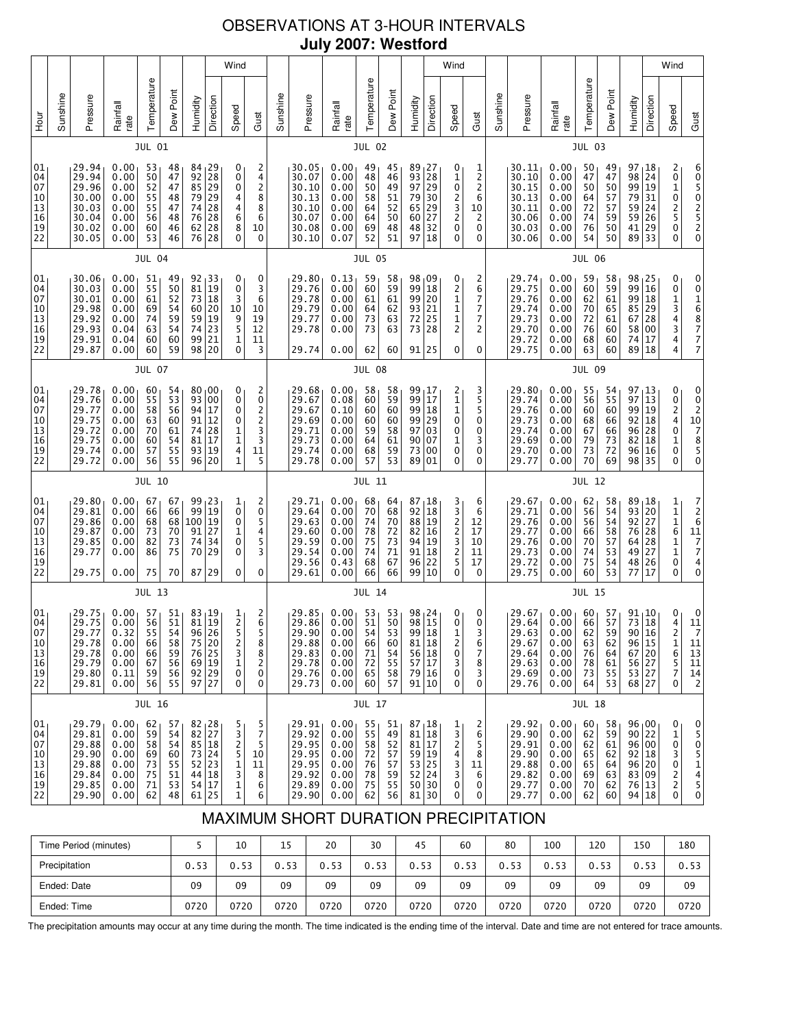# OBSERVATIONS AT 3-HOUR INTERVALS

## July 2007: Westford

### JUL 01

| Hour | Sunshine | Pressure | Rainfall rate | Temperature | Dew Point | Humidity | Wind Direction | Wind Speed | Wind Gust |
|---|---|---|---|---|---|---|---|---|---|
| 01 | | 29.94 | 0.00 | 53 | 48 | 84 | 29 | 0 | 2 |
| 04 | | 29.94 | 0.00 | 50 | 47 | 92 | 28 | 0 | 4 |
| 07 | | 29.96 | 0.00 | 52 | 47 | 85 | 29 | 0 | 2 |
| 10 | | 30.00 | 0.00 | 55 | 48 | 79 | 29 | 4 | 8 |
| 13 | | 30.03 | 0.00 | 55 | 47 | 74 | 28 | 4 | 8 |
| 16 | | 30.04 | 0.00 | 56 | 48 | 76 | 28 | 6 | 6 |
| 19 | | 30.02 | 0.00 | 60 | 46 | 62 | 28 | 8 | 10 |
| 22 | | 30.05 | 0.00 | 53 | 46 | 76 | 28 | 0 | 0 |

### JUL 02

| Hour | Sunshine | Pressure | Rainfall rate | Temperature | Dew Point | Humidity | Wind Direction | Wind Speed | Wind Gust |
|---|---|---|---|---|---|---|---|---|---|
| 01 | | 30.05 | 0.00 | 49 | 45 | 89 | 27 | 0 | 1 |
| 04 | | 30.07 | 0.00 | 48 | 46 | 93 | 28 | 1 | 2 |
| 07 | | 30.10 | 0.00 | 50 | 49 | 97 | 29 | 0 | 2 |
| 10 | | 30.13 | 0.00 | 58 | 51 | 79 | 30 | 2 | 2 |
| 13 | | 30.10 | 0.00 | 64 | 52 | 65 | 29 | 3 | 6 |
| 16 | | 30.07 | 0.00 | 64 | 50 | 60 | 27 | 2 | 10 |
| 19 | | 30.08 | 0.00 | 69 | 48 | 48 | 32 | 0 | 2 |
| 22 | | 30.10 | 0.07 | 52 | 51 | 97 | 18 | 0 | 0 |

### JUL 03

| Hour | Sunshine | Pressure | Rainfall rate | Temperature | Dew Point | Humidity | Wind Direction | Wind Speed | Wind Gust |
|---|---|---|---|---|---|---|---|---|---|
| 01 | | 30.11 | 0.00 | 50 | 49 | 97 | 18 | 2 | 6 |
| 04 | | 30.10 | 0.00 | 47 | 47 | 98 | 24 | 0 | 0 |
| 07 | | 30.15 | 0.00 | 50 | 50 | 99 | 19 | 1 | 5 |
| 10 | | 30.13 | 0.00 | 64 | 57 | 79 | 31 | 0 | 0 |
| 13 | | 30.11 | 0.00 | 72 | 57 | 59 | 24 | 2 | 2 |
| 16 | | 30.06 | 0.00 | 74 | 59 | 59 | 26 | 5 | 5 |
| 19 | | 30.03 | 0.00 | 76 | 50 | 41 | 29 | 0 | 2 |
| 22 | | 30.06 | 0.00 | 54 | 50 | 89 | 33 | 0 | 0 |

### JUL 04

| Hour | Sunshine | Pressure | Rainfall rate | Temperature | Dew Point | Humidity | Wind Direction | Wind Speed | Wind Gust |
|---|---|---|---|---|---|---|---|---|---|
| 01 | | 30.06 | 0.00 | 51 | 49 | 92 | 33 | 0 | 0 |
| 04 | | 30.03 | 0.00 | 55 | 50 | 81 | 19 | 0 | 3 |
| 07 | | 30.01 | 0.00 | 61 | 52 | 73 | 18 | 3 | 6 |
| 10 | | 29.98 | 0.00 | 69 | 60 | 60 | 20 | 10 | 10 |
| 13 | | 29.92 | 0.00 | 74 | 59 | 59 | 19 | 9 | 19 |
| 16 | | 29.93 | 0.04 | 63 | 54 | 74 | 23 | 5 | 12 |
| 19 | | 29.91 | 0.04 | 60 | 60 | 99 | 21 | 1 | 11 |
| 22 | | 29.87 | 0.00 | 60 | 59 | 98 | 20 | 0 | 3 |

### JUL 05

| Hour | Sunshine | Pressure | Rainfall rate | Temperature | Dew Point | Humidity | Wind Direction | Wind Speed | Wind Gust |
|---|---|---|---|---|---|---|---|---|---|
| 01 | | 29.80 | 0.13 | 59 | 58 | 98 | 09 | 0 | 2 |
| 04 | | 29.76 | 0.00 | 60 | 59 | 99 | 18 | 2 | 6 |
| 07 | | 29.78 | 0.00 | 61 | 61 | 99 | 20 | 1 | 7 |
| 10 | | 29.79 | 0.00 | 64 | 61 | 93 | 21 | 1 | 7 |
| 13 | | 29.77 | 0.00 | 73 | 63 | 72 | 25 | 1 | 7 |
| 16 | | 29.78 | 0.00 | 73 | 63 | 73 | 28 | 2 | 2 |
| 19 | | | | | | | | | |
| 22 | | 29.74 | 0.00 | 62 | 60 | 91 | 25 | 0 | 0 |

### JUL 06

| Hour | Sunshine | Pressure | Rainfall rate | Temperature | Dew Point | Humidity | Wind Direction | Wind Speed | Wind Gust |
|---|---|---|---|---|---|---|---|---|---|
| 01 | | 29.74 | 0.00 | 59 | 58 | 98 | 25 | 0 | 0 |
| 04 | | 29.75 | 0.00 | 60 | 59 | 99 | 16 | 0 | 0 |
| 07 | | 29.76 | 0.00 | 62 | 61 | 99 | 18 | 1 | 1 |
| 10 | | 29.74 | 0.00 | 70 | 65 | 85 | 29 | 3 | 6 |
| 13 | | 29.73 | 0.00 | 72 | 61 | 67 | 28 | 4 | 8 |
| 16 | | 29.70 | 0.00 | 76 | 60 | 58 | 00 | 3 | 7 |
| 19 | | 29.72 | 0.00 | 68 | 60 | 74 | 17 | 4 | 7 |
| 22 | | 29.75 | 0.00 | 63 | 60 | 89 | 18 | 4 | 7 |

### JUL 07

| Hour | Sunshine | Pressure | Rainfall rate | Temperature | Dew Point | Humidity | Wind Direction | Wind Speed | Wind Gust |
|---|---|---|---|---|---|---|---|---|---|
| 01 | | 29.78 | 0.00 | 60 | 54 | 80 | 00 | 0 | 2 |
| 04 | | 29.76 | 0.00 | 55 | 53 | 93 | 00 | 0 | 0 |
| 07 | | 29.77 | 0.00 | 58 | 56 | 94 | 17 | 0 | 2 |
| 10 | | 29.75 | 0.00 | 63 | 60 | 91 | 12 | 0 | 2 |
| 13 | | 29.72 | 0.00 | 70 | 61 | 74 | 28 | 1 | 3 |
| 16 | | 29.75 | 0.00 | 60 | 54 | 81 | 17 | 1 | 3 |
| 19 | | 29.74 | 0.00 | 57 | 55 | 93 | 19 | 4 | 11 |
| 22 | | 29.72 | 0.00 | 56 | 55 | 96 | 20 | 1 | 5 |

### JUL 08

| Hour | Sunshine | Pressure | Rainfall rate | Temperature | Dew Point | Humidity | Wind Direction | Wind Speed | Wind Gust |
|---|---|---|---|---|---|---|---|---|---|
| 01 | | 29.68 | 0.00 | 58 | 58 | 99 | 17 | 2 | 3 |
| 04 | | 29.67 | 0.08 | 60 | 59 | 99 | 17 | 1 | 5 |
| 07 | | 29.67 | 0.10 | 60 | 60 | 99 | 18 | 1 | 5 |
| 10 | | 29.69 | 0.00 | 60 | 60 | 99 | 29 | 0 | 0 |
| 13 | | 29.71 | 0.00 | 59 | 58 | 97 | 03 | 0 | 0 |
| 16 | | 29.73 | 0.00 | 64 | 61 | 90 | 07 | 1 | 3 |
| 19 | | 29.74 | 0.00 | 68 | 59 | 73 | 00 | 0 | 0 |
| 22 | | 29.78 | 0.00 | 57 | 53 | 89 | 01 | 0 | 0 |

### JUL 09

| Hour | Sunshine | Pressure | Rainfall rate | Temperature | Dew Point | Humidity | Wind Direction | Wind Speed | Wind Gust |
|---|---|---|---|---|---|---|---|---|---|
| 01 | | 29.80 | 0.00 | 55 | 54 | 97 | 13 | 0 | 0 |
| 04 | | 29.74 | 0.00 | 56 | 55 | 97 | 13 | 0 | 0 |
| 07 | | 29.76 | 0.00 | 60 | 60 | 99 | 19 | 2 | 2 |
| 10 | | 29.73 | 0.00 | 68 | 66 | 92 | 18 | 4 | 10 |
| 13 | | 29.74 | 0.00 | 67 | 66 | 96 | 28 | 0 | 7 |
| 16 | | 29.69 | 0.00 | 79 | 73 | 82 | 18 | 1 | 8 |
| 19 | | 29.70 | 0.00 | 73 | 72 | 96 | 16 | 0 | 5 |
| 22 | | 29.77 | 0.00 | 70 | 69 | 98 | 35 | 0 | 0 |

### JUL 10

| Hour | Sunshine | Pressure | Rainfall rate | Temperature | Dew Point | Humidity | Wind Direction | Wind Speed | Wind Gust |
|---|---|---|---|---|---|---|---|---|---|
| 01 | | 29.80 | 0.00 | 67 | 67 | 99 | 23 | 1 | 2 |
| 04 | | 29.81 | 0.00 | 66 | 66 | 99 | 19 | 0 | 0 |
| 07 | | 29.86 | 0.00 | 68 | 68 | 100 | 19 | 0 | 5 |
| 10 | | 29.87 | 0.00 | 73 | 70 | 91 | 27 | 1 | 4 |
| 13 | | 29.85 | 0.00 | 82 | 73 | 74 | 28 | 0 | 5 |
| 16 | | 29.77 | 0.00 | 86 | 75 | 70 | 29 | 0 | 3 |
| 19 | | | | | | | | | |
| 22 | | 29.75 | 0.00 | 75 | 70 | 87 | 29 | 0 | 0 |

### JUL 11

| Hour | Sunshine | Pressure | Rainfall rate | Temperature | Dew Point | Humidity | Wind Direction | Wind Speed | Wind Gust |
|---|---|---|---|---|---|---|---|---|---|
| 01 | | 29.71 | 0.00 | 68 | 64 | 87 | 18 | 3 | 6 |
| 04 | | 29.64 | 0.00 | 70 | 68 | 92 | 18 | 3 | 6 |
| 07 | | 29.63 | 0.00 | 74 | 70 | 88 | 19 | 2 | 12 |
| 10 | | 29.60 | 0.00 | 78 | 72 | 82 | 16 | 2 | 17 |
| 13 | | 29.59 | 0.00 | 75 | 73 | 94 | 19 | 3 | 10 |
| 16 | | 29.54 | 0.00 | 74 | 71 | 91 | 18 | 2 | 11 |
| 19 | | 29.56 | 0.43 | 68 | 67 | 96 | 22 | 5 | 17 |
| 22 | | 29.61 | 0.00 | 66 | 66 | 99 | 10 | 0 | 0 |

### JUL 12

| Hour | Sunshine | Pressure | Rainfall rate | Temperature | Dew Point | Humidity | Wind Direction | Wind Speed | Wind Gust |
|---|---|---|---|---|---|---|---|---|---|
| 01 | | 29.67 | 0.00 | 62 | 58 | 89 | 18 | 1 | 7 |
| 04 | | 29.71 | 0.00 | 56 | 54 | 93 | 20 | 1 | 2 |
| 07 | | 29.76 | 0.00 | 56 | 54 | 92 | 27 | 1 | 6 |
| 10 | | 29.77 | 0.00 | 66 | 58 | 76 | 28 | 6 | 11 |
| 13 | | 29.76 | 0.00 | 70 | 57 | 64 | 28 | 1 | 7 |
| 16 | | 29.73 | 0.00 | 74 | 53 | 49 | 27 | 1 | 7 |
| 19 | | 29.72 | 0.00 | 75 | 54 | 48 | 26 | 0 | 4 |
| 22 | | 29.75 | 0.00 | 60 | 53 | 77 | 17 | 0 | 0 |

### JUL 13

| Hour | Sunshine | Pressure | Rainfall rate | Temperature | Dew Point | Humidity | Wind Direction | Wind Speed | Wind Gust |
|---|---|---|---|---|---|---|---|---|---|
| 01 | | 29.75 | 0.00 | 57 | 51 | 83 | 19 | 1 | 2 |
| 04 | | 29.75 | 0.00 | 56 | 51 | 81 | 19 | 2 | 6 |
| 07 | | 29.77 | 0.32 | 55 | 54 | 96 | 26 | 5 | 5 |
| 10 | | 29.78 | 0.00 | 66 | 58 | 75 | 20 | 2 | 8 |
| 13 | | 29.78 | 0.00 | 66 | 59 | 76 | 25 | 3 | 8 |
| 16 | | 29.79 | 0.00 | 67 | 56 | 69 | 19 | 1 | 2 |
| 19 | | 29.80 | 0.11 | 59 | 56 | 92 | 29 | 0 | 0 |
| 22 | | 29.81 | 0.00 | 56 | 55 | 97 | 27 | 0 | 0 |

### JUL 14

| Hour | Sunshine | Pressure | Rainfall rate | Temperature | Dew Point | Humidity | Wind Direction | Wind Speed | Wind Gust |
|---|---|---|---|---|---|---|---|---|---|
| 01 | | 29.85 | 0.00 | 53 | 53 | 98 | 24 | 0 | 0 |
| 04 | | 29.86 | 0.00 | 51 | 50 | 98 | 15 | 0 | 0 |
| 07 | | 29.90 | 0.00 | 54 | 53 | 99 | 18 | 1 | 3 |
| 10 | | 29.88 | 0.00 | 66 | 60 | 81 | 18 | 2 | 6 |
| 13 | | 29.83 | 0.00 | 71 | 54 | 56 | 18 | 0 | 7 |
| 16 | | 29.78 | 0.00 | 72 | 55 | 57 | 17 | 3 | 8 |
| 19 | | 29.76 | 0.00 | 65 | 58 | 79 | 16 | 0 | 3 |
| 22 | | 29.73 | 0.00 | 60 | 57 | 91 | 10 | 0 | 0 |

### JUL 15

| Hour | Sunshine | Pressure | Rainfall rate | Temperature | Dew Point | Humidity | Wind Direction | Wind Speed | Wind Gust |
|---|---|---|---|---|---|---|---|---|---|
| 01 | | 29.67 | 0.00 | 60 | 57 | 91 | 10 | 0 | 0 |
| 04 | | 29.64 | 0.00 | 66 | 57 | 73 | 18 | 4 | 11 |
| 07 | | 29.63 | 0.00 | 62 | 59 | 90 | 16 | 2 | 7 |
| 10 | | 29.67 | 0.00 | 63 | 62 | 96 | 15 | 1 | 11 |
| 13 | | 29.64 | 0.00 | 76 | 64 | 67 | 20 | 6 | 13 |
| 16 | | 29.63 | 0.00 | 78 | 61 | 56 | 27 | 5 | 11 |
| 19 | | 29.69 | 0.00 | 73 | 55 | 53 | 27 | 7 | 14 |
| 22 | | 29.76 | 0.00 | 64 | 53 | 68 | 27 | 0 | 2 |

### JUL 16

| Hour | Sunshine | Pressure | Rainfall rate | Temperature | Dew Point | Humidity | Wind Direction | Wind Speed | Wind Gust |
|---|---|---|---|---|---|---|---|---|---|
| 01 | | 29.79 | 0.00 | 62 | 57 | 82 | 28 | 5 | 5 |
| 04 | | 29.81 | 0.00 | 59 | 54 | 82 | 27 | 3 | 7 |
| 07 | | 29.88 | 0.00 | 58 | 54 | 85 | 18 | 2 | 5 |
| 10 | | 29.90 | 0.00 | 69 | 60 | 73 | 24 | 5 | 10 |
| 13 | | 29.88 | 0.00 | 73 | 55 | 52 | 23 | 1 | 11 |
| 16 | | 29.84 | 0.00 | 75 | 51 | 44 | 18 | 3 | 8 |
| 19 | | 29.85 | 0.00 | 71 | 53 | 54 | 17 | 1 | 6 |
| 22 | | 29.90 | 0.00 | 62 | 48 | 61 | 25 | 1 | 6 |

### JUL 17

| Hour | Sunshine | Pressure | Rainfall rate | Temperature | Dew Point | Humidity | Wind Direction | Wind Speed | Wind Gust |
|---|---|---|---|---|---|---|---|---|---|
| 01 | | 29.91 | 0.00 | 55 | 51 | 87 | 18 | 1 | 2 |
| 04 | | 29.92 | 0.00 | 55 | 49 | 81 | 18 | 3 | 6 |
| 07 | | 29.95 | 0.00 | 58 | 52 | 81 | 17 | 2 | 5 |
| 10 | | 29.95 | 0.00 | 72 | 57 | 59 | 19 | 4 | 8 |
| 13 | | 29.95 | 0.00 | 76 | 57 | 53 | 25 | 3 | 11 |
| 16 | | 29.92 | 0.00 | 78 | 59 | 52 | 24 | 3 | 6 |
| 19 | | 29.89 | 0.00 | 75 | 55 | 50 | 30 | 0 | 0 |
| 22 | | 29.90 | 0.00 | 62 | 56 | 81 | 30 | 0 | 0 |

### JUL 18

| Hour | Sunshine | Pressure | Rainfall rate | Temperature | Dew Point | Humidity | Wind Direction | Wind Speed | Wind Gust |
|---|---|---|---|---|---|---|---|---|---|
| 01 | | 29.92 | 0.00 | 60 | 58 | 96 | 00 | 0 | 0 |
| 04 | | 29.90 | 0.00 | 62 | 59 | 90 | 22 | 1 | 5 |
| 07 | | 29.91 | 0.00 | 62 | 61 | 96 | 00 | 0 | 0 |
| 10 | | 29.90 | 0.00 | 65 | 62 | 92 | 18 | 3 | 5 |
| 13 | | 29.88 | 0.00 | 65 | 63 | 96 | 20 | 0 | 1 |
| 16 | | 29.82 | 0.00 | 69 | 63 | 83 | 09 | 2 | 4 |
| 19 | | 29.77 | 0.00 | 70 | 62 | 76 | 13 | 2 | 5 |
| 22 | | 29.77 | 0.00 | 62 | 60 | 94 | 18 | 0 | 0 |

## MAXIMUM SHORT DURATION PRECIPITATION

| Time Period (minutes) | 5 | 10 | 15 | 20 | 30 | 45 | 60 | 80 | 100 | 120 | 150 | 180 |
|---|---|---|---|---|---|---|---|---|---|---|---|---|
| Precipitation | 0.53 | 0.53 | 0.53 | 0.53 | 0.53 | 0.53 | 0.53 | 0.53 | 0.53 | 0.53 | 0.53 | 0.53 |
| Ended: Date | 09 | 09 | 09 | 09 | 09 | 09 | 09 | 09 | 09 | 09 | 09 | 09 |
| Ended: Time | 0720 | 0720 | 0720 | 0720 | 0720 | 0720 | 0720 | 0720 | 0720 | 0720 | 0720 | 0720 |

The precipitation amounts may occur at any time during the month. The time indicated is the ending time of the interval. Date and time are not entered for trace amounts.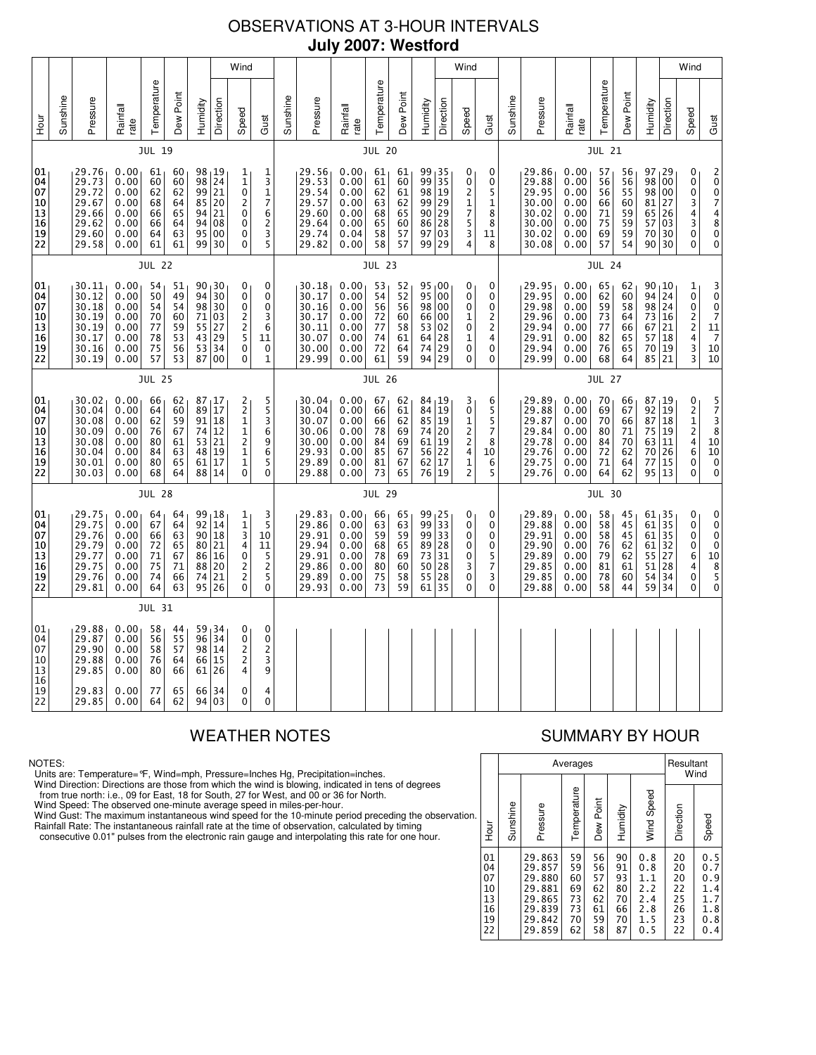# OBSERVATIONS AT 3-HOUR INTERVALS
## July 2007: Westford

### JUL 19

| Hour | Sunshine | Pressure | Rainfall rate | Temperature | Dew Point | Humidity | Wind Direction | Wind Speed | Wind Gust |
|---|---|---|---|---|---|---|---|---|---|
| 01 | | 29.76 | 0.00 | 61 | 60 | 98 | 19 | 1 | 1 |
| 04 | | 29.73 | 0.00 | 60 | 60 | 98 | 24 | 1 | 3 |
| 07 | | 29.72 | 0.00 | 62 | 62 | 99 | 21 | 0 | 1 |
| 10 | | 29.67 | 0.00 | 68 | 64 | 85 | 20 | 2 | 7 |
| 13 | | 29.66 | 0.00 | 66 | 65 | 94 | 21 | 0 | 6 |
| 16 | | 29.62 | 0.00 | 66 | 64 | 94 | 08 | 0 | 2 |
| 19 | | 29.60 | 0.00 | 64 | 63 | 95 | 00 | 0 | 3 |
| 22 | | 29.58 | 0.00 | 61 | 61 | 99 | 30 | 0 | 5 |

### JUL 20

| Hour | Sunshine | Pressure | Rainfall rate | Temperature | Dew Point | Humidity | Wind Direction | Wind Speed | Wind Gust |
|---|---|---|---|---|---|---|---|---|---|
| 01 | | 29.56 | 0.00 | 61 | 61 | 99 | 35 | 0 | 0 |
| 04 | | 29.53 | 0.00 | 61 | 60 | 99 | 35 | 0 | 0 |
| 07 | | 29.54 | 0.00 | 62 | 61 | 98 | 19 | 2 | 5 |
| 10 | | 29.57 | 0.00 | 63 | 62 | 99 | 29 | 1 | 1 |
| 13 | | 29.60 | 0.00 | 68 | 65 | 90 | 29 | 7 | 8 |
| 16 | | 29.64 | 0.00 | 65 | 60 | 86 | 28 | 5 | 8 |
| 19 | | 29.74 | 0.04 | 58 | 57 | 97 | 03 | 3 | 11 |
| 22 | | 29.82 | 0.00 | 58 | 57 | 99 | 29 | 4 | 8 |

### JUL 21

| Hour | Sunshine | Pressure | Rainfall rate | Temperature | Dew Point | Humidity | Wind Direction | Wind Speed | Wind Gust |
|---|---|---|---|---|---|---|---|---|---|
| 01 | | 29.86 | 0.00 | 57 | 56 | 97 | 29 | 0 | 2 |
| 04 | | 29.88 | 0.00 | 56 | 56 | 98 | 00 | 0 | 0 |
| 07 | | 29.95 | 0.00 | 56 | 55 | 98 | 00 | 0 | 0 |
| 10 | | 30.00 | 0.00 | 66 | 60 | 81 | 27 | 3 | 7 |
| 13 | | 30.02 | 0.00 | 71 | 59 | 65 | 26 | 4 | 4 |
| 16 | | 30.00 | 0.00 | 75 | 59 | 57 | 03 | 3 | 8 |
| 19 | | 30.02 | 0.00 | 69 | 59 | 70 | 30 | 0 | 0 |
| 22 | | 30.08 | 0.00 | 57 | 54 | 90 | 30 | 0 | 0 |

### JUL 22

| Hour | Sunshine | Pressure | Rainfall rate | Temperature | Dew Point | Humidity | Wind Direction | Wind Speed | Wind Gust |
|---|---|---|---|---|---|---|---|---|---|
| 01 | | 30.11 | 0.00 | 54 | 51 | 90 | 30 | 0 | 0 |
| 04 | | 30.12 | 0.00 | 50 | 49 | 94 | 30 | 0 | 0 |
| 07 | | 30.18 | 0.00 | 54 | 54 | 98 | 30 | 0 | 0 |
| 10 | | 30.19 | 0.00 | 70 | 60 | 71 | 03 | 2 | 3 |
| 13 | | 30.19 | 0.00 | 77 | 59 | 55 | 27 | 2 | 6 |
| 16 | | 30.17 | 0.00 | 78 | 53 | 43 | 29 | 5 | 11 |
| 19 | | 30.16 | 0.00 | 75 | 56 | 53 | 34 | 0 | 0 |
| 22 | | 30.19 | 0.00 | 57 | 53 | 87 | 00 | 0 | 1 |

### JUL 23

| Hour | Sunshine | Pressure | Rainfall rate | Temperature | Dew Point | Humidity | Wind Direction | Wind Speed | Wind Gust |
|---|---|---|---|---|---|---|---|---|---|
| 01 | | 30.18 | 0.00 | 53 | 52 | 95 | 00 | 0 | 0 |
| 04 | | 30.17 | 0.00 | 54 | 52 | 95 | 00 | 0 | 0 |
| 07 | | 30.16 | 0.00 | 56 | 56 | 98 | 00 | 0 | 0 |
| 10 | | 30.17 | 0.00 | 72 | 60 | 66 | 00 | 1 | 2 |
| 13 | | 30.11 | 0.00 | 77 | 58 | 53 | 02 | 0 | 2 |
| 16 | | 30.07 | 0.00 | 74 | 61 | 64 | 28 | 1 | 4 |
| 19 | | 30.00 | 0.00 | 72 | 64 | 74 | 29 | 0 | 0 |
| 22 | | 29.99 | 0.00 | 61 | 59 | 94 | 29 | 0 | 0 |

### JUL 24

| Hour | Sunshine | Pressure | Rainfall rate | Temperature | Dew Point | Humidity | Wind Direction | Wind Speed | Wind Gust |
|---|---|---|---|---|---|---|---|---|---|
| 01 | | 29.95 | 0.00 | 65 | 62 | 90 | 10 | 1 | 3 |
| 04 | | 29.95 | 0.00 | 62 | 60 | 94 | 24 | 0 | 0 |
| 07 | | 29.98 | 0.00 | 59 | 58 | 98 | 24 | 0 | 0 |
| 10 | | 29.96 | 0.00 | 73 | 64 | 73 | 16 | 2 | 7 |
| 13 | | 29.94 | 0.00 | 77 | 66 | 67 | 21 | 2 | 11 |
| 16 | | 29.91 | 0.00 | 82 | 65 | 57 | 18 | 4 | 7 |
| 19 | | 29.94 | 0.00 | 76 | 65 | 70 | 19 | 3 | 10 |
| 22 | | 29.99 | 0.00 | 68 | 64 | 85 | 21 | 3 | 10 |

### JUL 25

| Hour | Sunshine | Pressure | Rainfall rate | Temperature | Dew Point | Humidity | Wind Direction | Wind Speed | Wind Gust |
|---|---|---|---|---|---|---|---|---|---|
| 01 | | 30.02 | 0.00 | 66 | 62 | 87 | 17 | 2 | 5 |
| 04 | | 30.04 | 0.00 | 64 | 60 | 89 | 17 | 2 | 5 |
| 07 | | 30.08 | 0.00 | 62 | 59 | 91 | 18 | 1 | 3 |
| 10 | | 30.09 | 0.00 | 76 | 67 | 74 | 12 | 1 | 6 |
| 13 | | 30.08 | 0.00 | 80 | 61 | 53 | 21 | 2 | 9 |
| 16 | | 30.04 | 0.00 | 84 | 63 | 48 | 19 | 1 | 6 |
| 19 | | 30.01 | 0.00 | 80 | 65 | 61 | 17 | 1 | 5 |
| 22 | | 30.03 | 0.00 | 68 | 64 | 88 | 14 | 0 | 0 |

### JUL 26

| Hour | Sunshine | Pressure | Rainfall rate | Temperature | Dew Point | Humidity | Wind Direction | Wind Speed | Wind Gust |
|---|---|---|---|---|---|---|---|---|---|
| 01 | | 30.04 | 0.00 | 67 | 62 | 84 | 19 | 3 | 6 |
| 04 | | 30.04 | 0.00 | 66 | 61 | 84 | 19 | 0 | 5 |
| 07 | | 30.07 | 0.00 | 66 | 62 | 85 | 19 | 1 | 5 |
| 10 | | 30.06 | 0.00 | 78 | 69 | 74 | 20 | 2 | 7 |
| 13 | | 30.00 | 0.00 | 84 | 69 | 61 | 19 | 2 | 8 |
| 16 | | 29.93 | 0.00 | 85 | 67 | 56 | 22 | 4 | 10 |
| 19 | | 29.89 | 0.00 | 81 | 67 | 62 | 17 | 1 | 6 |
| 22 | | 29.88 | 0.00 | 73 | 65 | 76 | 19 | 2 | 5 |

### JUL 27

| Hour | Sunshine | Pressure | Rainfall rate | Temperature | Dew Point | Humidity | Wind Direction | Wind Speed | Wind Gust |
|---|---|---|---|---|---|---|---|---|---|
| 01 | | 29.89 | 0.00 | 70 | 66 | 87 | 19 | 0 | 5 |
| 04 | | 29.88 | 0.00 | 69 | 67 | 92 | 19 | 2 | 7 |
| 07 | | 29.87 | 0.00 | 70 | 66 | 87 | 18 | 1 | 3 |
| 10 | | 29.84 | 0.00 | 80 | 71 | 75 | 19 | 2 | 8 |
| 13 | | 29.78 | 0.00 | 84 | 70 | 63 | 11 | 4 | 10 |
| 16 | | 29.76 | 0.00 | 72 | 62 | 70 | 26 | 6 | 10 |
| 19 | | 29.75 | 0.00 | 71 | 64 | 77 | 15 | 0 | 0 |
| 22 | | 29.76 | 0.00 | 64 | 62 | 95 | 13 | 0 | 0 |

### JUL 28

| Hour | Sunshine | Pressure | Rainfall rate | Temperature | Dew Point | Humidity | Wind Direction | Wind Speed | Wind Gust |
|---|---|---|---|---|---|---|---|---|---|
| 01 | | 29.75 | 0.00 | 64 | 64 | 99 | 18 | 1 | 3 |
| 04 | | 29.75 | 0.00 | 67 | 64 | 92 | 14 | 1 | 5 |
| 07 | | 29.76 | 0.00 | 66 | 63 | 90 | 18 | 3 | 10 |
| 10 | | 29.79 | 0.00 | 72 | 65 | 80 | 21 | 4 | 11 |
| 13 | | 29.77 | 0.00 | 71 | 67 | 86 | 16 | 0 | 5 |
| 16 | | 29.75 | 0.00 | 75 | 71 | 88 | 20 | 2 | 2 |
| 19 | | 29.76 | 0.00 | 74 | 66 | 74 | 21 | 2 | 5 |
| 22 | | 29.81 | 0.00 | 64 | 63 | 95 | 26 | 0 | 0 |

### JUL 29

| Hour | Sunshine | Pressure | Rainfall rate | Temperature | Dew Point | Humidity | Wind Direction | Wind Speed | Wind Gust |
|---|---|---|---|---|---|---|---|---|---|
| 01 | | 29.83 | 0.00 | 66 | 65 | 99 | 25 | 0 | 0 |
| 04 | | 29.86 | 0.00 | 63 | 63 | 99 | 33 | 0 | 0 |
| 07 | | 29.91 | 0.00 | 59 | 59 | 99 | 33 | 0 | 0 |
| 10 | | 29.94 | 0.00 | 68 | 65 | 89 | 28 | 0 | 0 |
| 13 | | 29.91 | 0.00 | 78 | 69 | 73 | 31 | 0 | 5 |
| 16 | | 29.86 | 0.00 | 80 | 60 | 50 | 28 | 3 | 7 |
| 19 | | 29.89 | 0.00 | 75 | 58 | 55 | 28 | 0 | 3 |
| 22 | | 29.93 | 0.00 | 73 | 59 | 61 | 35 | 0 | 0 |

### JUL 30

| Hour | Sunshine | Pressure | Rainfall rate | Temperature | Dew Point | Humidity | Wind Direction | Wind Speed | Wind Gust |
|---|---|---|---|---|---|---|---|---|---|
| 01 | | 29.89 | 0.00 | 58 | 45 | 61 | 35 | 0 | 0 |
| 04 | | 29.88 | 0.00 | 58 | 45 | 61 | 35 | 0 | 0 |
| 07 | | 29.91 | 0.00 | 58 | 45 | 61 | 35 | 0 | 0 |
| 10 | | 29.90 | 0.00 | 76 | 62 | 61 | 32 | 0 | 0 |
| 13 | | 29.89 | 0.00 | 79 | 62 | 55 | 27 | 6 | 10 |
| 16 | | 29.85 | 0.00 | 81 | 61 | 51 | 28 | 4 | 8 |
| 19 | | 29.85 | 0.00 | 78 | 60 | 54 | 34 | 0 | 5 |
| 22 | | 29.88 | 0.00 | 58 | 44 | 59 | 34 | 0 | 0 |

### JUL 31

| Hour | Sunshine | Pressure | Rainfall rate | Temperature | Dew Point | Humidity | Wind Direction | Wind Speed | Wind Gust |
|---|---|---|---|---|---|---|---|---|---|
| 01 | | 29.88 | 0.00 | 58 | 44 | 59 | 34 | 0 | 0 |
| 04 | | 29.87 | 0.00 | 56 | 55 | 96 | 34 | 0 | 0 |
| 07 | | 29.90 | 0.00 | 58 | 57 | 98 | 14 | 2 | 2 |
| 10 | | 29.88 | 0.00 | 76 | 64 | 66 | 15 | 2 | 3 |
| 13 | | 29.85 | 0.00 | 80 | 66 | 61 | 26 | 4 | 9 |
| 16 | | | | | | | | | |
| 19 | | 29.83 | 0.00 | 77 | 65 | 66 | 34 | 0 | 4 |
| 22 | | 29.85 | 0.00 | 64 | 62 | 94 | 03 | 0 | 0 |

## WEATHER NOTES

NOTES:
Units are: Temperature=°F, Wind=mph, Pressure=Inches Hg, Precipitation=inches.
Wind Direction: Directions are those from which the wind is blowing, indicated in tens of degrees from true north: i.e., 09 for East, 18 for South, 27 for West, and 00 or 36 for North.
Wind Speed: The observed one-minute average speed in miles-per-hour.
Wind Gust: The maximum instantaneous wind speed for the 10-minute period preceding the observation.
Rainfall Rate: The instantaneous rainfall rate at the time of observation, calculated by timing consecutive 0.01" pulses from the electronic rain gauge and interpolating this rate for one hour.

## SUMMARY BY HOUR

| Hour | Averages: Sunshine | Pressure | Temperature | Dew Point | Humidity | Wind Speed | Resultant Wind: Direction | Speed |
|---|---|---|---|---|---|---|---|---|
| 01 | | 29.863 | 59 | 56 | 90 | 0.8 | 20 | 0.5 |
| 04 | | 29.857 | 59 | 56 | 91 | 0.8 | 20 | 0.7 |
| 07 | | 29.880 | 60 | 57 | 93 | 1.1 | 20 | 0.9 |
| 10 | | 29.881 | 69 | 62 | 80 | 2.2 | 22 | 1.4 |
| 13 | | 29.865 | 73 | 62 | 70 | 2.4 | 25 | 1.7 |
| 16 | | 29.839 | 73 | 61 | 66 | 2.8 | 26 | 1.8 |
| 19 | | 29.842 | 70 | 59 | 70 | 1.5 | 23 | 0.8 |
| 22 | | 29.859 | 62 | 58 | 87 | 0.5 | 22 | 0.4 |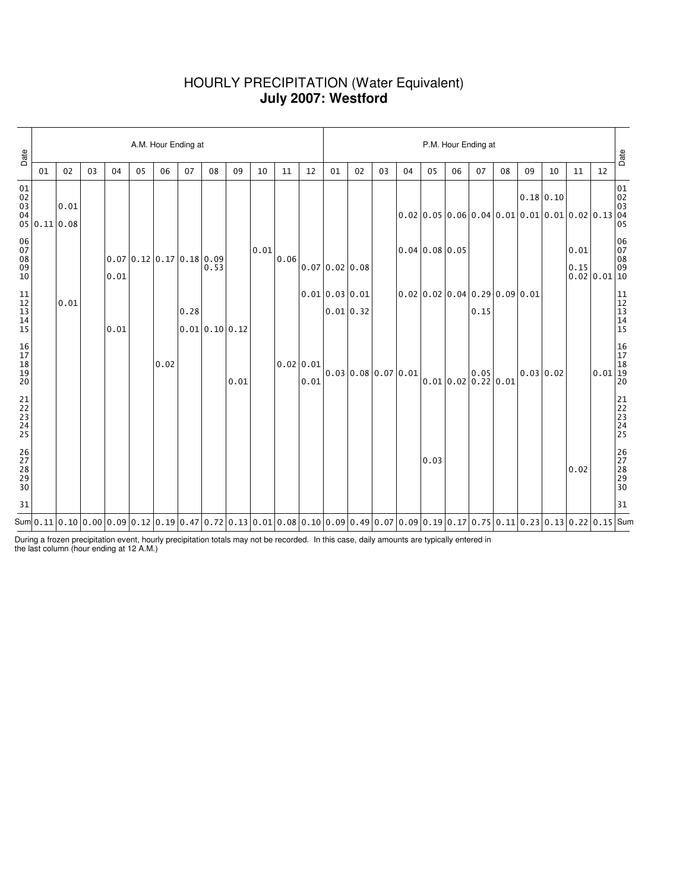# HOURLY PRECIPITATION (Water Equivalent)

## **July 2007: Westford**

| Date | A.M. Hour Ending at | | | | | | | | | | | | P.M. Hour Ending at | | | | | | | | | | | | Date |
|---|---|---|---|---|---|---|---|---|---|---|---|---|---|---|---|---|---|---|---|---|---|---|---|---|---|
| | 01 | 02 | 03 | 04 | 05 | 06 | 07 | 08 | 09 | 10 | 11 | 12 | 01 | 02 | 03 | 04 | 05 | 06 | 07 | 08 | 09 | 10 | 11 | 12 | |
| 01 | | | | | | | | | | | | | | | | | | | | | | | | | 01 |
| 02 | | | | | | | | | | | | | | | | | | | | | 0.18 | 0.10 | | | 02 |
| 03 | | 0.01 | | | | | | | | | | | | | | | | | | | | | | | 03 |
| 04 | | | | | | | | | | | | | | | | 0.02 | 0.05 | 0.06 | 0.04 | 0.01 | 0.01 | 0.01 | 0.02 | 0.13 | 04 |
| 05 | 0.11 | 0.08 | | | | | | | | | | | | | | | | | | | | | | | 05 |
| 06 | | | | | | | | | | | | | | | | | | | | | | | | | 06 |
| 07 | | | | | | | | | | 0.01 | | | | | | 0.04 | 0.08 | 0.05 | | | | | 0.01 | | 07 |
| 08 | | | | 0.07 | 0.12 | 0.17 | 0.18 | 0.09 | | | 0.06 | | | | | | | | | | | | 0.15 | | 08 |
| 09 | | | | | | | | 0.53 | | | | 0.07 | 0.02 | 0.08 | | | | | | | | | | | 09 |
| 10 | | | | 0.01 | | | | | | | | | | | | | | | | | | | 0.02 | 0.01 | 10 |
| 11 | | | | | | | | | | | | 0.01 | 0.03 | 0.01 | | 0.02 | 0.02 | 0.04 | 0.29 | 0.09 | 0.01 | | | | 11 |
| 12 | | 0.01 | | | | | | | | | | | | | | | | | | | | | | | 12 |
| 13 | | | | | | | 0.28 | | | | | | 0.01 | 0.32 | | | | | 0.15 | | | | | | 13 |
| 14 | | | | | | | | | | | | | | | | | | | | | | | | | 14 |
| 15 | | | | 0.01 | | | 0.01 | 0.10 | 0.12 | | | | | | | | | | | | | | | | 15 |
| 16 | | | | | | | | | | | | | | | | | | | | | | | | | 16 |
| 17 | | | | | | | | | | | | | | | | | | | | | | | | | 17 |
| 18 | | | | | | 0.02 | | | | | 0.02 | 0.01 | | | | | | | | | | | | | 18 |
| 19 | | | | | | | | | | | | | 0.03 | 0.08 | 0.07 | 0.01 | | | 0.05 | | 0.03 | 0.02 | | 0.01 | 19 |
| 20 | | | | | | | | | 0.01 | | | 0.01 | | | | | 0.01 | 0.02 | 0.22 | 0.01 | | | | | 20 |
| 21 | | | | | | | | | | | | | | | | | | | | | | | | | 21 |
| 22 | | | | | | | | | | | | | | | | | | | | | | | | | 22 |
| 23 | | | | | | | | | | | | | | | | | | | | | | | | | 23 |
| 24 | | | | | | | | | | | | | | | | | | | | | | | | | 24 |
| 25 | | | | | | | | | | | | | | | | | | | | | | | | | 25 |
| 26 | | | | | | | | | | | | | | | | | | | | | | | | | 26 |
| 27 | | | | | | | | | | | | | | | | | 0.03 | | | | | | | | 27 |
| 28 | | | | | | | | | | | | | | | | | | | | | | | 0.02 | | 28 |
| 29 | | | | | | | | | | | | | | | | | | | | | | | | | 29 |
| 30 | | | | | | | | | | | | | | | | | | | | | | | | | 30 |
| 31 | | | | | | | | | | | | | | | | | | | | | | | | | 31 |
| Sum | 0.11 | 0.10 | 0.00 | 0.09 | 0.12 | 0.19 | 0.47 | 0.72 | 0.13 | 0.01 | 0.08 | 0.10 | 0.09 | 0.49 | 0.07 | 0.09 | 0.19 | 0.17 | 0.75 | 0.11 | 0.23 | 0.13 | 0.22 | 0.15 | Sum |

During a frozen precipitation event, hourly precipitation totals may not be recorded. In this case, daily amounts are typically entered in the last column (hour ending at 12 A.M.)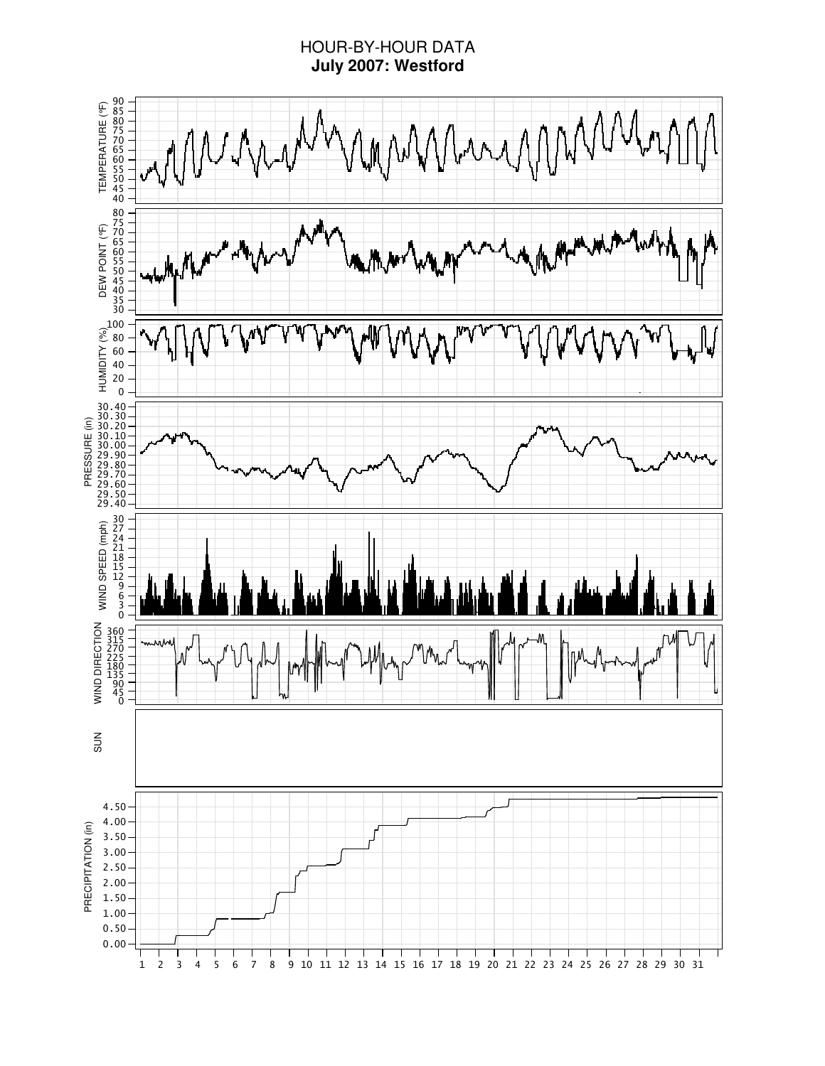# HOUR-BY-HOUR DATA

**July 2007: Westford**

TEMPERATURE (°F)

90 85 80 75 70 65 60 55 50 45 40

DEW POINT (°F)

80 75 70 65 60 55 50 45 40 35 30

HUMIDITY (%)

100 80 60 40 20 0

PRESSURE (in)

30.40 30.30 30.20 30.10 30.00 29.90 29.80 29.70 29.60 29.50 29.40

WIND SPEED (mph)

30 27 24 21 18 15 12 9 6 3 0

WIND DIRECTION

360 315 270 225 180 135 90 45 0

SUN

PRECIPITATION (in)

4.50 4.00 3.50 3.00 2.50 2.00 1.50 1.00 0.50 0.00

1 2 3 4 5 6 7 8 9 10 11 12 13 14 15 16 17 18 19 20 21 22 23 24 25 26 27 28 29 30 31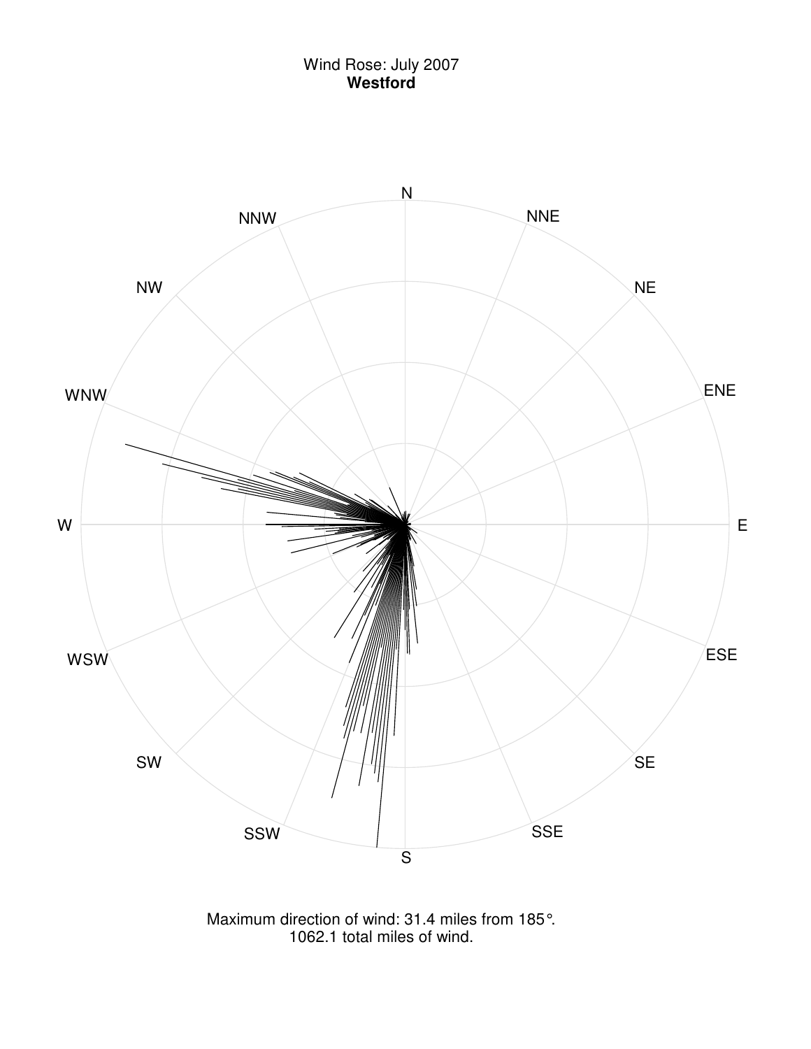Wind Rose: July 2007

**Westford**

N

NNE

NE

ENE

E

ESE

SE

SSE

S

SSW

SW

WSW

W

WNW

NW

NNW

Maximum direction of wind: 31.4 miles from 185°.

1062.1 total miles of wind.